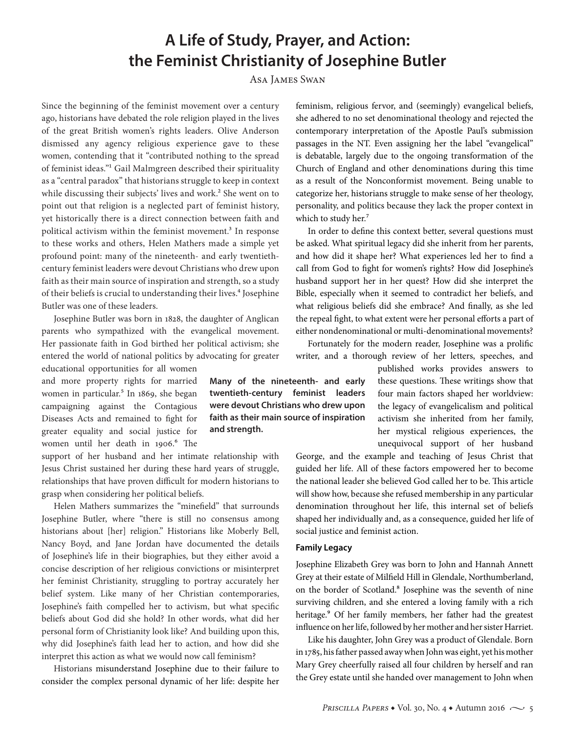# A Life of Study, Prayer, and Action: the Feminist Christianity of Josephine Butler

Asa James Swan

Since the beginning of the feminist movement over a century ago, historians have debated the role religion played in the lives of the great British women's rights leaders. Olive Anderson dismissed any agency religious experience gave to these women, contending that it "contributed nothing to the spread of feminist ideas."[1] Gail Malmgreen described their spirituality as a "central paradox" that historians struggle to keep in context while discussing their subjects' lives and work.[2] She went on to point out that religion is a neglected part of feminist history, yet historically there is a direct connection between faith and political activism within the feminist movement.[3] In response to these works and others, Helen Mathers made a simple yet profound point: many of the nineteenth- and early twentieth-century feminist leaders were devout Christians who drew upon faith as their main source of inspiration and strength, so a study of their beliefs is crucial to understanding their lives.[4] Josephine Butler was one of these leaders.

Josephine Butler was born in 1828, the daughter of Anglican parents who sympathized with the evangelical movement. Her passionate faith in God birthed her political activism; she entered the world of national politics by advocating for greater educational opportunities for all women and more property rights for married women in particular.[5] In 1869, she began campaigning against the Contagious Diseases Acts and remained to fight for greater equality and social justice for women until her death in 1906.[6] The support of her husband and her intimate relationship with Jesus Christ sustained her during these hard years of struggle, relationships that have proven difficult for modern historians to grasp when considering her political beliefs.

**Many of the nineteenth- and early twentieth-century feminist leaders were devout Christians who drew upon faith as their main source of inspiration and strength.**

Helen Mathers summarizes the "minefield" that surrounds Josephine Butler, where "there is still no consensus among historians about [her] religion." Historians like Moberly Bell, Nancy Boyd, and Jane Jordan have documented the details of Josephine's life in their biographies, but they either avoid a concise description of her religious convictions or misinterpret her feminist Christianity, struggling to portray accurately her belief system. Like many of her Christian contemporaries, Josephine's faith compelled her to activism, but what specific beliefs about God did she hold? In other words, what did her personal form of Christianity look like? And building upon this, why did Josephine's faith lead her to action, and how did she interpret this action as what we would now call feminism?

Historians misunderstand Josephine due to their failure to consider the complex personal dynamic of her life: despite her feminism, religious fervor, and (seemingly) evangelical beliefs, she adhered to no set denominational theology and rejected the contemporary interpretation of the Apostle Paul's submission passages in the NT. Even assigning her the label "evangelical" is debatable, largely due to the ongoing transformation of the Church of England and other denominations during this time as a result of the Nonconformist movement. Being unable to categorize her, historians struggle to make sense of her theology, personality, and politics because they lack the proper context in which to study her.[7]

In order to define this context better, several questions must be asked. What spiritual legacy did she inherit from her parents, and how did it shape her? What experiences led her to find a call from God to fight for women's rights? How did Josephine's husband support her in her quest? How did she interpret the Bible, especially when it seemed to contradict her beliefs, and what religious beliefs did she embrace? And finally, as she led the repeal fight, to what extent were her personal efforts a part of either nondenominational or multi-denominational movements?

Fortunately for the modern reader, Josephine was a prolific writer, and a thorough review of her letters, speeches, and published works provides answers to these questions. These writings show that four main factors shaped her worldview: the legacy of evangelicalism and political activism she inherited from her family, her mystical religious experiences, the unequivocal support of her husband George, and the example and teaching of Jesus Christ that guided her life. All of these factors empowered her to become the national leader she believed God called her to be. This article will show how, because she refused membership in any particular denomination throughout her life, this internal set of beliefs shaped her individually and, as a consequence, guided her life of social justice and feminist action.

## Family Legacy

Josephine Elizabeth Grey was born to John and Hannah Annett Grey at their estate of Milfield Hill in Glendale, Northumberland, on the border of Scotland.[8] Josephine was the seventh of nine surviving children, and she entered a loving family with a rich heritage.[9] Of her family members, her father had the greatest influence on her life, followed by her mother and her sister Harriet.

Like his daughter, John Grey was a product of Glendale. Born in 1785, his father passed away when John was eight, yet his mother Mary Grey cheerfully raised all four children by herself and ran the Grey estate until she handed over management to John when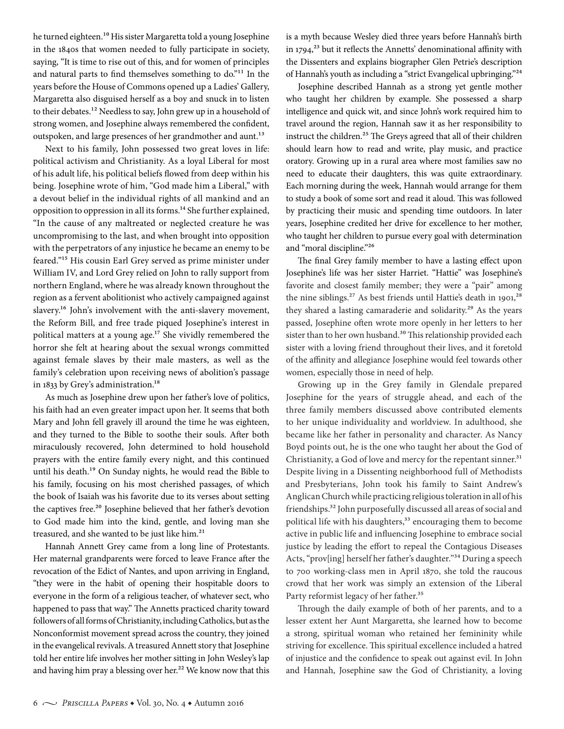he turned eighteen.[10] His sister Margaretta told a young Josephine in the 1840s that women needed to fully participate in society, saying, "It is time to rise out of this, and for women of principles and natural parts to find themselves something to do."[11] In the years before the House of Commons opened up a Ladies' Gallery, Margaretta also disguised herself as a boy and snuck in to listen to their debates.[12] Needless to say, John grew up in a household of strong women, and Josephine always remembered the confident, outspoken, and large presences of her grandmother and aunt.[13]

Next to his family, John possessed two great loves in life: political activism and Christianity. As a loyal Liberal for most of his adult life, his political beliefs flowed from deep within his being. Josephine wrote of him, "God made him a Liberal," with a devout belief in the individual rights of all mankind and an opposition to oppression in all its forms.[14] She further explained, "In the cause of any maltreated or neglected creature he was uncompromising to the last, and when brought into opposition with the perpetrators of any injustice he became an enemy to be feared."[15] His cousin Earl Grey served as prime minister under William IV, and Lord Grey relied on John to rally support from northern England, where he was already known throughout the region as a fervent abolitionist who actively campaigned against slavery.[16] John's involvement with the anti-slavery movement, the Reform Bill, and free trade piqued Josephine's interest in political matters at a young age.[17] She vividly remembered the horror she felt at hearing about the sexual wrongs committed against female slaves by their male masters, as well as the family's celebration upon receiving news of abolition's passage in 1833 by Grey's administration.[18]

As much as Josephine drew upon her father's love of politics, his faith had an even greater impact upon her. It seems that both Mary and John fell gravely ill around the time he was eighteen, and they turned to the Bible to soothe their souls. After both miraculously recovered, John determined to hold household prayers with the entire family every night, and this continued until his death.[19] On Sunday nights, he would read the Bible to his family, focusing on his most cherished passages, of which the book of Isaiah was his favorite due to its verses about setting the captives free.[20] Josephine believed that her father's devotion to God made him into the kind, gentle, and loving man she treasured, and she wanted to be just like him.[21]

Hannah Annett Grey came from a long line of Protestants. Her maternal grandparents were forced to leave France after the revocation of the Edict of Nantes, and upon arriving in England, "they were in the habit of opening their hospitable doors to everyone in the form of a religious teacher, of whatever sect, who happened to pass that way." The Annetts practiced charity toward followers of all forms of Christianity, including Catholics, but as the Nonconformist movement spread across the country, they joined in the evangelical revivals. A treasured Annett story that Josephine told her entire life involves her mother sitting in John Wesley's lap and having him pray a blessing over her.[22] We know now that this is a myth because Wesley died three years before Hannah's birth in 1794,[23] but it reflects the Annetts' denominational affinity with the Dissenters and explains biographer Glen Petrie's description of Hannah's youth as including a "strict Evangelical upbringing."[24]

Josephine described Hannah as a strong yet gentle mother who taught her children by example. She possessed a sharp intelligence and quick wit, and since John's work required him to travel around the region, Hannah saw it as her responsibility to instruct the children.[25] The Greys agreed that all of their children should learn how to read and write, play music, and practice oratory. Growing up in a rural area where most families saw no need to educate their daughters, this was quite extraordinary. Each morning during the week, Hannah would arrange for them to study a book of some sort and read it aloud. This was followed by practicing their music and spending time outdoors. In later years, Josephine credited her drive for excellence to her mother, who taught her children to pursue every goal with determination and "moral discipline."[26]

The final Grey family member to have a lasting effect upon Josephine's life was her sister Harriet. "Hattie" was Josephine's favorite and closest family member; they were a "pair" among the nine siblings.[27] As best friends until Hattie's death in 1901,[28] they shared a lasting camaraderie and solidarity.[29] As the years passed, Josephine often wrote more openly in her letters to her sister than to her own husband.[30] This relationship provided each sister with a loving friend throughout their lives, and it foretold of the affinity and allegiance Josephine would feel towards other women, especially those in need of help.

Growing up in the Grey family in Glendale prepared Josephine for the years of struggle ahead, and each of the three family members discussed above contributed elements to her unique individuality and worldview. In adulthood, she became like her father in personality and character. As Nancy Boyd points out, he is the one who taught her about the God of Christianity, a God of love and mercy for the repentant sinner.[31] Despite living in a Dissenting neighborhood full of Methodists and Presbyterians, John took his family to Saint Andrew's Anglican Church while practicing religious toleration in all of his friendships.[32] John purposefully discussed all areas of social and political life with his daughters,[33] encouraging them to become active in public life and influencing Josephine to embrace social justice by leading the effort to repeal the Contagious Diseases Acts, "prov[ing] herself her father's daughter."[34] During a speech to 700 working-class men in April 1870, she told the raucous crowd that her work was simply an extension of the Liberal Party reformist legacy of her father.[35]

Through the daily example of both of her parents, and to a lesser extent her Aunt Margaretta, she learned how to become a strong, spiritual woman who retained her femininity while striving for excellence. This spiritual excellence included a hatred of injustice and the confidence to speak out against evil. In John and Hannah, Josephine saw the God of Christianity, a loving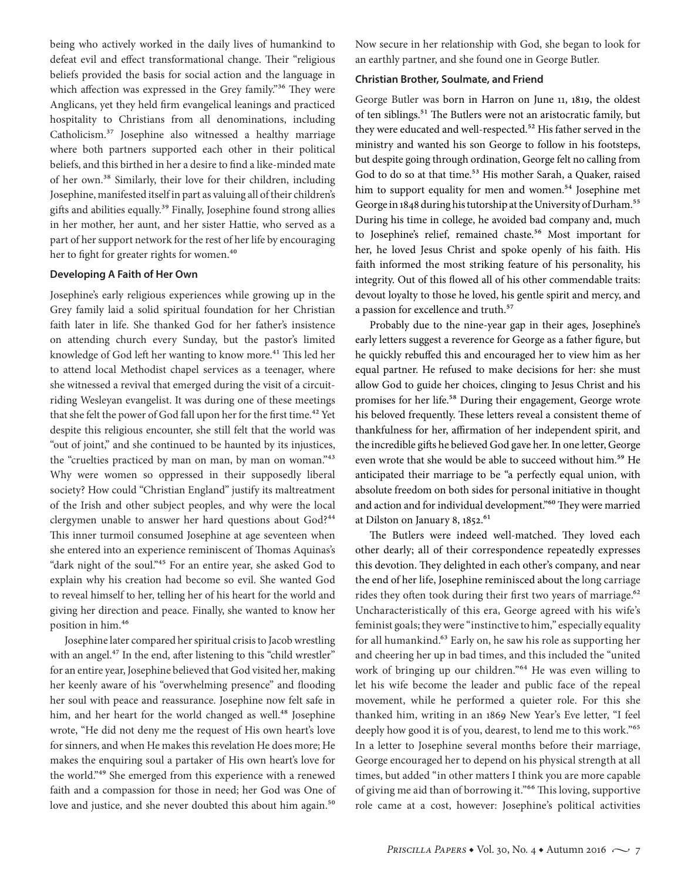being who actively worked in the daily lives of humankind to defeat evil and effect transformational change. Their "religious beliefs provided the basis for social action and the language in which affection was expressed in the Grey family."[36] They were Anglicans, yet they held firm evangelical leanings and practiced hospitality to Christians from all denominations, including Catholicism.[37] Josephine also witnessed a healthy marriage where both partners supported each other in their political beliefs, and this birthed in her a desire to find a like-minded mate of her own.[38] Similarly, their love for their children, including Josephine, manifested itself in part as valuing all of their children's gifts and abilities equally.[39] Finally, Josephine found strong allies in her mother, her aunt, and her sister Hattie, who served as a part of her support network for the rest of her life by encouraging her to fight for greater rights for women.[40]

### Developing A Faith of Her Own

Josephine's early religious experiences while growing up in the Grey family laid a solid spiritual foundation for her Christian faith later in life. She thanked God for her father's insistence on attending church every Sunday, but the pastor's limited knowledge of God left her wanting to know more.[41] This led her to attend local Methodist chapel services as a teenager, where she witnessed a revival that emerged during the visit of a circuit-riding Wesleyan evangelist. It was during one of these meetings that she felt the power of God fall upon her for the first time.[42] Yet despite this religious encounter, she still felt that the world was "out of joint," and she continued to be haunted by its injustices, the "cruelties practiced by man on man, by man on woman."[43] Why were women so oppressed in their supposedly liberal society? How could "Christian England" justify its maltreatment of the Irish and other subject peoples, and why were the local clergymen unable to answer her hard questions about God?[44] This inner turmoil consumed Josephine at age seventeen when she entered into an experience reminiscent of Thomas Aquinas's "dark night of the soul."[45] For an entire year, she asked God to explain why his creation had become so evil. She wanted God to reveal himself to her, telling her of his heart for the world and giving her direction and peace. Finally, she wanted to know her position in him.[46]

Josephine later compared her spiritual crisis to Jacob wrestling with an angel.[47] In the end, after listening to this "child wrestler" for an entire year, Josephine believed that God visited her, making her keenly aware of his "overwhelming presence" and flooding her soul with peace and reassurance. Josephine now felt safe in him, and her heart for the world changed as well.[48] Josephine wrote, "He did not deny me the request of His own heart's love for sinners, and when He makes this revelation He does more; He makes the enquiring soul a partaker of His own heart's love for the world."[49] She emerged from this experience with a renewed faith and a compassion for those in need; her God was One of love and justice, and she never doubted this about him again.[50] Now secure in her relationship with God, she began to look for an earthly partner, and she found one in George Butler.

### Christian Brother, Soulmate, and Friend

George Butler was born in Harron on June 11, 1819, the oldest of ten siblings.[51] The Butlers were not an aristocratic family, but they were educated and well-respected.[52] His father served in the ministry and wanted his son George to follow in his footsteps, but despite going through ordination, George felt no calling from God to do so at that time.[53] His mother Sarah, a Quaker, raised him to support equality for men and women.[54] Josephine met George in 1848 during his tutorship at the University of Durham.[55] During his time in college, he avoided bad company and, much to Josephine's relief, remained chaste.[56] Most important for her, he loved Jesus Christ and spoke openly of his faith. His faith informed the most striking feature of his personality, his integrity. Out of this flowed all of his other commendable traits: devout loyalty to those he loved, his gentle spirit and mercy, and a passion for excellence and truth.[57]

Probably due to the nine-year gap in their ages, Josephine's early letters suggest a reverence for George as a father figure, but he quickly rebuffed this and encouraged her to view him as her equal partner. He refused to make decisions for her: she must allow God to guide her choices, clinging to Jesus Christ and his promises for her life.[58] During their engagement, George wrote his beloved frequently. These letters reveal a consistent theme of thankfulness for her, affirmation of her independent spirit, and the incredible gifts he believed God gave her. In one letter, George even wrote that she would be able to succeed without him.[59] He anticipated their marriage to be "a perfectly equal union, with absolute freedom on both sides for personal initiative in thought and action and for individual development."[60] They were married at Dilston on January 8, 1852.[61]

The Butlers were indeed well-matched. They loved each other dearly; all of their correspondence repeatedly expresses this devotion. They delighted in each other's company, and near the end of her life, Josephine reminisced about the long carriage rides they often took during their first two years of marriage.[62] Uncharacteristically of this era, George agreed with his wife's feminist goals; they were "instinctive to him," especially equality for all humankind.[63] Early on, he saw his role as supporting her and cheering her up in bad times, and this included the "united work of bringing up our children."[64] He was even willing to let his wife become the leader and public face of the repeal movement, while he performed a quieter role. For this she thanked him, writing in an 1869 New Year's Eve letter, "I feel deeply how good it is of you, dearest, to lend me to this work."[65] In a letter to Josephine several months before their marriage, George encouraged her to depend on his physical strength at all times, but added "in other matters I think you are more capable of giving me aid than of borrowing it."[66] This loving, supportive role came at a cost, however: Josephine's political activities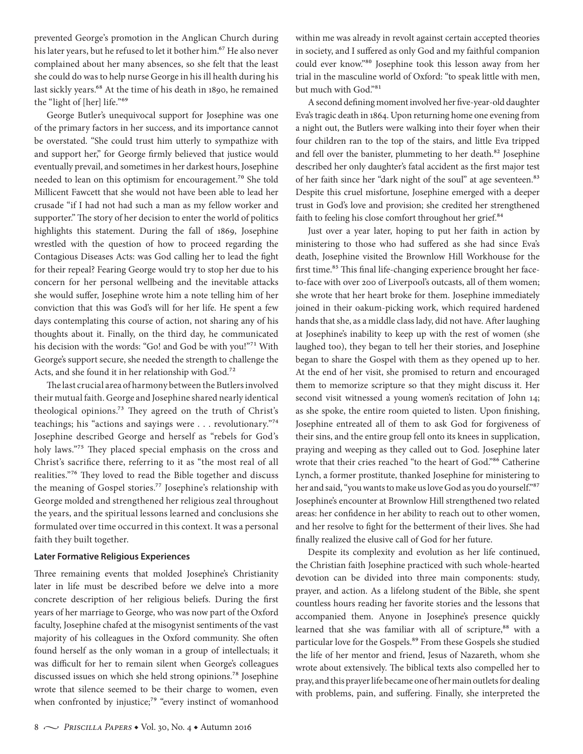prevented George's promotion in the Anglican Church during his later years, but he refused to let it bother him.[67] He also never complained about her many absences, so she felt that the least she could do was to help nurse George in his ill health during his last sickly years.[68] At the time of his death in 1890, he remained the "light of [her] life."[69]

George Butler's unequivocal support for Josephine was one of the primary factors in her success, and its importance cannot be overstated. "She could trust him utterly to sympathize with and support her," for George firmly believed that justice would eventually prevail, and sometimes in her darkest hours, Josephine needed to lean on this optimism for encouragement.[70] She told Millicent Fawcett that she would not have been able to lead her crusade "if I had not had such a man as my fellow worker and supporter." The story of her decision to enter the world of politics highlights this statement. During the fall of 1869, Josephine wrestled with the question of how to proceed regarding the Contagious Diseases Acts: was God calling her to lead the fight for their repeal? Fearing George would try to stop her due to his concern for her personal wellbeing and the inevitable attacks she would suffer, Josephine wrote him a note telling him of her conviction that this was God's will for her life. He spent a few days contemplating this course of action, not sharing any of his thoughts about it. Finally, on the third day, he communicated his decision with the words: "Go! and God be with you!"[71] With George's support secure, she needed the strength to challenge the Acts, and she found it in her relationship with God.[72]

The last crucial area of harmony between the Butlers involved their mutual faith. George and Josephine shared nearly identical theological opinions.[73] They agreed on the truth of Christ's teachings; his "actions and sayings were . . . revolutionary."[74] Josephine described George and herself as "rebels for God's holy laws."[75] They placed special emphasis on the cross and Christ's sacrifice there, referring to it as "the most real of all realities."[76] They loved to read the Bible together and discuss the meaning of Gospel stories.[77] Josephine's relationship with George molded and strengthened her religious zeal throughout the years, and the spiritual lessons learned and conclusions she formulated over time occurred in this context. It was a personal faith they built together.

### Later Formative Religious Experiences

Three remaining events that molded Josephine's Christianity later in life must be described before we delve into a more concrete description of her religious beliefs. During the first years of her marriage to George, who was now part of the Oxford faculty, Josephine chafed at the misogynist sentiments of the vast majority of his colleagues in the Oxford community. She often found herself as the only woman in a group of intellectuals; it was difficult for her to remain silent when George's colleagues discussed issues on which she held strong opinions.[78] Josephine wrote that silence seemed to be their charge to women, even when confronted by injustice;[79] "every instinct of womanhood within me was already in revolt against certain accepted theories in society, and I suffered as only God and my faithful companion could ever know."[80] Josephine took this lesson away from her trial in the masculine world of Oxford: "to speak little with men, but much with God."[81]

A second defining moment involved her five-year-old daughter Eva's tragic death in 1864. Upon returning home one evening from a night out, the Butlers were walking into their foyer when their four children ran to the top of the stairs, and little Eva tripped and fell over the banister, plummeting to her death.[82] Josephine described her only daughter's fatal accident as the first major test of her faith since her "dark night of the soul" at age seventeen.[83] Despite this cruel misfortune, Josephine emerged with a deeper trust in God's love and provision; she credited her strengthened faith to feeling his close comfort throughout her grief.[84]

Just over a year later, hoping to put her faith in action by ministering to those who had suffered as she had since Eva's death, Josephine visited the Brownlow Hill Workhouse for the first time.[85] This final life-changing experience brought her face-to-face with over 200 of Liverpool's outcasts, all of them women; she wrote that her heart broke for them. Josephine immediately joined in their oakum-picking work, which required hardened hands that she, as a middle class lady, did not have. After laughing at Josephine's inability to keep up with the rest of women (she laughed too), they began to tell her their stories, and Josephine began to share the Gospel with them as they opened up to her. At the end of her visit, she promised to return and encouraged them to memorize scripture so that they might discuss it. Her second visit witnessed a young women's recitation of John 14; as she spoke, the entire room quieted to listen. Upon finishing, Josephine entreated all of them to ask God for forgiveness of their sins, and the entire group fell onto its knees in supplication, praying and weeping as they called out to God. Josephine later wrote that their cries reached "to the heart of God."[86] Catherine Lynch, a former prostitute, thanked Josephine for ministering to her and said, "you wants to make us love God as you do yourself."[87] Josephine's encounter at Brownlow Hill strengthened two related areas: her confidence in her ability to reach out to other women, and her resolve to fight for the betterment of their lives. She had finally realized the elusive call of God for her future.

Despite its complexity and evolution as her life continued, the Christian faith Josephine practiced with such whole-hearted devotion can be divided into three main components: study, prayer, and action. As a lifelong student of the Bible, she spent countless hours reading her favorite stories and the lessons that accompanied them. Anyone in Josephine's presence quickly learned that she was familiar with all of scripture,[88] with a particular love for the Gospels.[89] From these Gospels she studied the life of her mentor and friend, Jesus of Nazareth, whom she wrote about extensively. The biblical texts also compelled her to pray, and this prayer life became one of her main outlets for dealing with problems, pain, and suffering. Finally, she interpreted the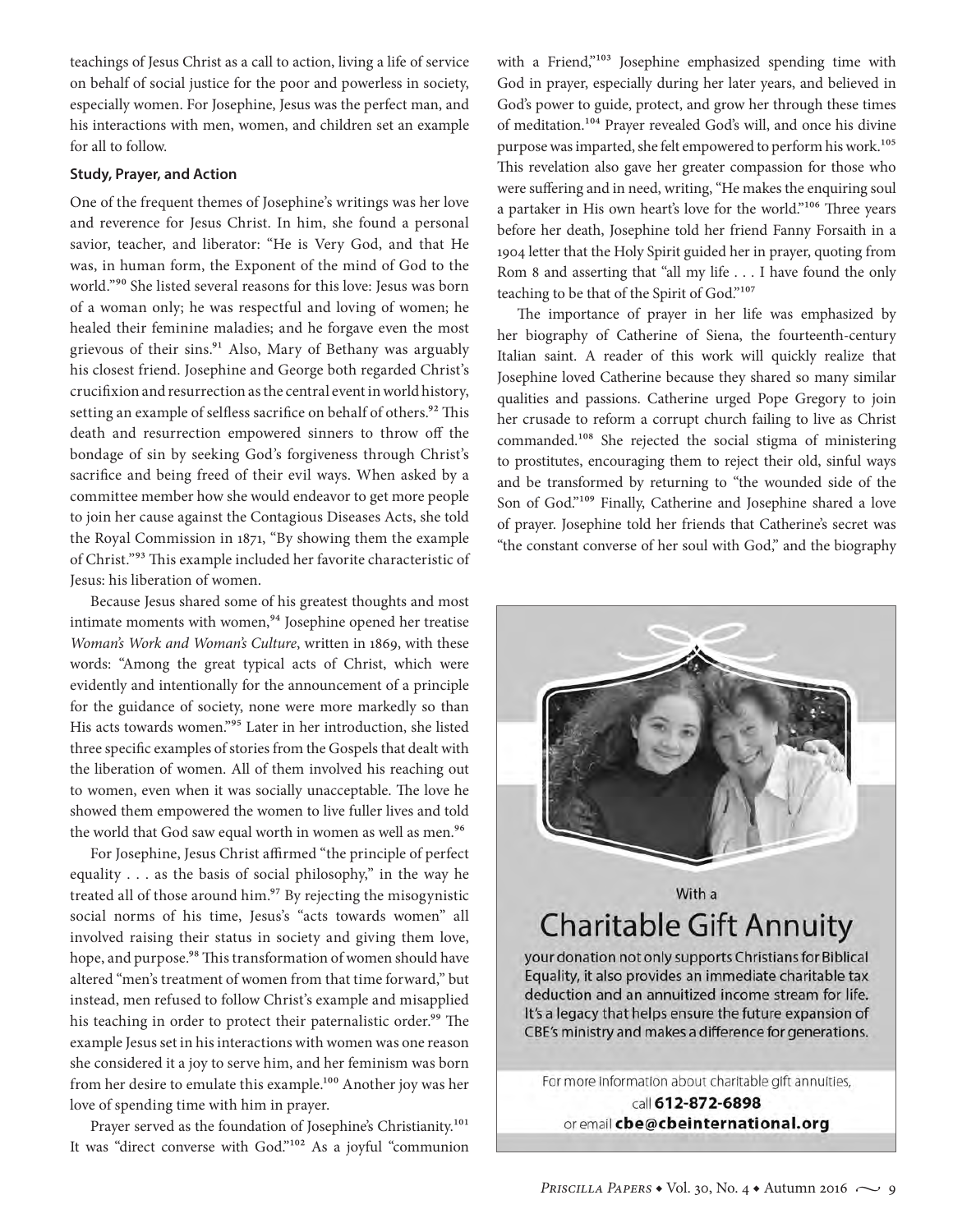teachings of Jesus Christ as a call to action, living a life of service on behalf of social justice for the poor and powerless in society, especially women. For Josephine, Jesus was the perfect man, and his interactions with men, women, and children set an example for all to follow.

#### Study, Prayer, and Action

One of the frequent themes of Josephine's writings was her love and reverence for Jesus Christ. In him, she found a personal savior, teacher, and liberator: "He is Very God, and that He was, in human form, the Exponent of the mind of God to the world."[90] She listed several reasons for this love: Jesus was born of a woman only; he was respectful and loving of women; he healed their feminine maladies; and he forgave even the most grievous of their sins.[91] Also, Mary of Bethany was arguably his closest friend. Josephine and George both regarded Christ's crucifixion and resurrection as the central event in world history, setting an example of selfless sacrifice on behalf of others.[92] This death and resurrection empowered sinners to throw off the bondage of sin by seeking God's forgiveness through Christ's sacrifice and being freed of their evil ways. When asked by a committee member how she would endeavor to get more people to join her cause against the Contagious Diseases Acts, she told the Royal Commission in 1871, "By showing them the example of Christ."[93] This example included her favorite characteristic of Jesus: his liberation of women.

Because Jesus shared some of his greatest thoughts and most intimate moments with women,[94] Josephine opened her treatise *Woman's Work and Woman's Culture*, written in 1869, with these words: "Among the great typical acts of Christ, which were evidently and intentionally for the announcement of a principle for the guidance of society, none were more markedly so than His acts towards women."[95] Later in her introduction, she listed three specific examples of stories from the Gospels that dealt with the liberation of women. All of them involved his reaching out to women, even when it was socially unacceptable. The love he showed them empowered the women to live fuller lives and told the world that God saw equal worth in women as well as men.[96]

For Josephine, Jesus Christ affirmed "the principle of perfect equality . . . as the basis of social philosophy," in the way he treated all of those around him.[97] By rejecting the misogynistic social norms of his time, Jesus's "acts towards women" all involved raising their status in society and giving them love, hope, and purpose.[98] This transformation of women should have altered "men's treatment of women from that time forward," but instead, men refused to follow Christ's example and misapplied his teaching in order to protect their paternalistic order.[99] The example Jesus set in his interactions with women was one reason she considered it a joy to serve him, and her feminism was born from her desire to emulate this example.[100] Another joy was her love of spending time with him in prayer.

Prayer served as the foundation of Josephine's Christianity.[101] It was "direct converse with God."[102] As a joyful "communion with a Friend,"[103] Josephine emphasized spending time with God in prayer, especially during her later years, and believed in God's power to guide, protect, and grow her through these times of meditation.[104] Prayer revealed God's will, and once his divine purpose was imparted, she felt empowered to perform his work.[105] This revelation also gave her greater compassion for those who were suffering and in need, writing, "He makes the enquiring soul a partaker in His own heart's love for the world."[106] Three years before her death, Josephine told her friend Fanny Forsaith in a 1904 letter that the Holy Spirit guided her in prayer, quoting from Rom 8 and asserting that "all my life . . . I have found the only teaching to be that of the Spirit of God."[107]

The importance of prayer in her life was emphasized by her biography of Catherine of Siena, the fourteenth-century Italian saint. A reader of this work will quickly realize that Josephine loved Catherine because they shared so many similar qualities and passions. Catherine urged Pope Gregory to join her crusade to reform a corrupt church failing to live as Christ commanded.[108] She rejected the social stigma of ministering to prostitutes, encouraging them to reject their old, sinful ways and be transformed by returning to "the wounded side of the Son of God."[109] Finally, Catherine and Josephine shared a love of prayer. Josephine told her friends that Catherine's secret was "the constant converse of her soul with God," and the biography

With a

**Charitable Gift Annuity**

your donation not only supports Christians for Biblical Equality, it also provides an immediate charitable tax deduction and an annuitized income stream for life. It's a legacy that helps ensure the future expansion of CBE's ministry and makes a difference for generations.

For more information about charitable gift annuities, call **612-872-6898** or email **cbe@cbeinternational.org**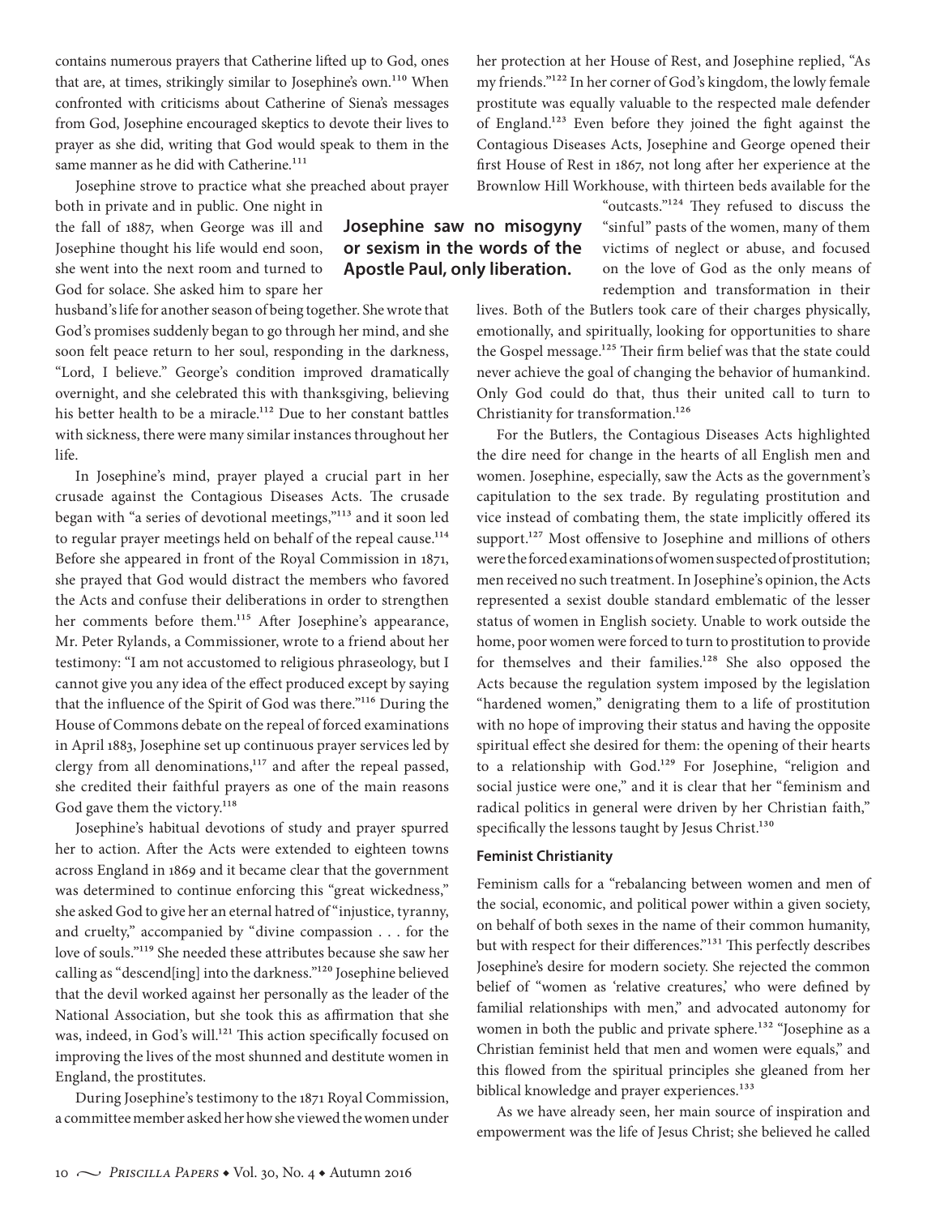contains numerous prayers that Catherine lifted up to God, ones that are, at times, strikingly similar to Josephine's own.[110] When confronted with criticisms about Catherine of Siena's messages from God, Josephine encouraged skeptics to devote their lives to prayer as she did, writing that God would speak to them in the same manner as he did with Catherine.[111]

Josephine strove to practice what she preached about prayer both in private and in public. One night in the fall of 1887, when George was ill and Josephine thought his life would end soon, she went into the next room and turned to God for solace. She asked him to spare her husband's life for another season of being together. She wrote that God's promises suddenly began to go through her mind, and she soon felt peace return to her soul, responding in the darkness, "Lord, I believe." George's condition improved dramatically overnight, and she celebrated this with thanksgiving, believing his better health to be a miracle.[112] Due to her constant battles with sickness, there were many similar instances throughout her life.

**Josephine saw no misogyny or sexism in the words of the Apostle Paul, only liberation.**

In Josephine's mind, prayer played a crucial part in her crusade against the Contagious Diseases Acts. The crusade began with "a series of devotional meetings,"[113] and it soon led to regular prayer meetings held on behalf of the repeal cause.[114] Before she appeared in front of the Royal Commission in 1871, she prayed that God would distract the members who favored the Acts and confuse their deliberations in order to strengthen her comments before them.[115] After Josephine's appearance, Mr. Peter Rylands, a Commissioner, wrote to a friend about her testimony: "I am not accustomed to religious phraseology, but I cannot give you any idea of the effect produced except by saying that the influence of the Spirit of God was there."[116] During the House of Commons debate on the repeal of forced examinations in April 1883, Josephine set up continuous prayer services led by clergy from all denominations,[117] and after the repeal passed, she credited their faithful prayers as one of the main reasons God gave them the victory.[118]

Josephine's habitual devotions of study and prayer spurred her to action. After the Acts were extended to eighteen towns across England in 1869 and it became clear that the government was determined to continue enforcing this "great wickedness," she asked God to give her an eternal hatred of "injustice, tyranny, and cruelty," accompanied by "divine compassion . . . for the love of souls."[119] She needed these attributes because she saw her calling as "descend[ing] into the darkness."[120] Josephine believed that the devil worked against her personally as the leader of the National Association, but she took this as affirmation that she was, indeed, in God's will.[121] This action specifically focused on improving the lives of the most shunned and destitute women in England, the prostitutes.

During Josephine's testimony to the 1871 Royal Commission, a committee member asked her how she viewed the women under her protection at her House of Rest, and Josephine replied, "As my friends."[122] In her corner of God's kingdom, the lowly female prostitute was equally valuable to the respected male defender of England.[123] Even before they joined the fight against the Contagious Diseases Acts, Josephine and George opened their first House of Rest in 1867, not long after her experience at the Brownlow Hill Workhouse, with thirteen beds available for the "outcasts."[124] They refused to discuss the "sinful" pasts of the women, many of them victims of neglect or abuse, and focused on the love of God as the only means of redemption and transformation in their lives. Both of the Butlers took care of their charges physically, emotionally, and spiritually, looking for opportunities to share the Gospel message.[125] Their firm belief was that the state could never achieve the goal of changing the behavior of humankind. Only God could do that, thus their united call to turn to Christianity for transformation.[126]

For the Butlers, the Contagious Diseases Acts highlighted the dire need for change in the hearts of all English men and women. Josephine, especially, saw the Acts as the government's capitulation to the sex trade. By regulating prostitution and vice instead of combating them, the state implicitly offered its support.[127] Most offensive to Josephine and millions of others were the forced examinations of women suspected of prostitution; men received no such treatment. In Josephine's opinion, the Acts represented a sexist double standard emblematic of the lesser status of women in English society. Unable to work outside the home, poor women were forced to turn to prostitution to provide for themselves and their families.[128] She also opposed the Acts because the regulation system imposed by the legislation "hardened women," denigrating them to a life of prostitution with no hope of improving their status and having the opposite spiritual effect she desired for them: the opening of their hearts to a relationship with God.[129] For Josephine, "religion and social justice were one," and it is clear that her "feminism and radical politics in general were driven by her Christian faith," specifically the lessons taught by Jesus Christ.[130]

#### Feminist Christianity

Feminism calls for a "rebalancing between women and men of the social, economic, and political power within a given society, on behalf of both sexes in the name of their common humanity, but with respect for their differences."[131] This perfectly describes Josephine's desire for modern society. She rejected the common belief of "women as 'relative creatures,' who were defined by familial relationships with men," and advocated autonomy for women in both the public and private sphere.[132] "Josephine as a Christian feminist held that men and women were equals," and this flowed from the spiritual principles she gleaned from her biblical knowledge and prayer experiences.[133]

As we have already seen, her main source of inspiration and empowerment was the life of Jesus Christ; she believed he called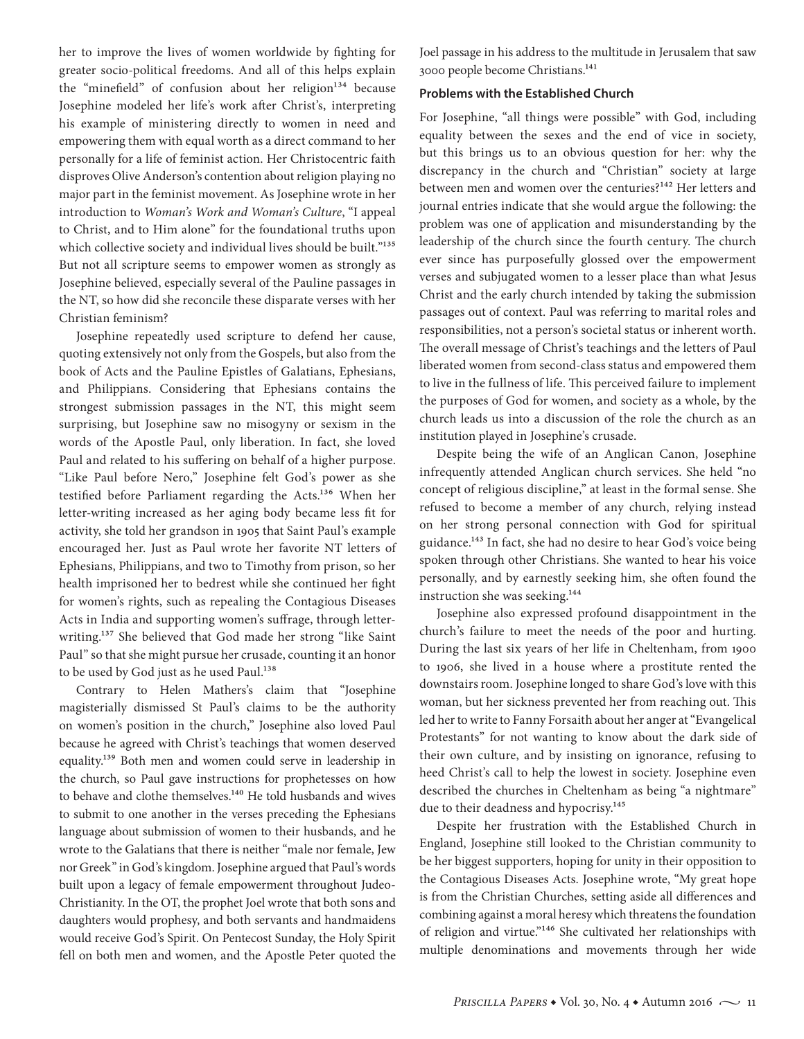her to improve the lives of women worldwide by fighting for greater socio-political freedoms. And all of this helps explain the "minefield" of confusion about her religion[134] because Josephine modeled her life's work after Christ's, interpreting his example of ministering directly to women in need and empowering them with equal worth as a direct command to her personally for a life of feminist action. Her Christocentric faith disproves Olive Anderson's contention about religion playing no major part in the feminist movement. As Josephine wrote in her introduction to *Woman's Work and Woman's Culture*, "I appeal to Christ, and to Him alone" for the foundational truths upon which collective society and individual lives should be built."[135] But not all scripture seems to empower women as strongly as Josephine believed, especially several of the Pauline passages in the NT, so how did she reconcile these disparate verses with her Christian feminism?

Josephine repeatedly used scripture to defend her cause, quoting extensively not only from the Gospels, but also from the book of Acts and the Pauline Epistles of Galatians, Ephesians, and Philippians. Considering that Ephesians contains the strongest submission passages in the NT, this might seem surprising, but Josephine saw no misogyny or sexism in the words of the Apostle Paul, only liberation. In fact, she loved Paul and related to his suffering on behalf of a higher purpose. "Like Paul before Nero," Josephine felt God's power as she testified before Parliament regarding the Acts.[136] When her letter-writing increased as her aging body became less fit for activity, she told her grandson in 1905 that Saint Paul's example encouraged her. Just as Paul wrote her favorite NT letters of Ephesians, Philippians, and two to Timothy from prison, so her health imprisoned her to bedrest while she continued her fight for women's rights, such as repealing the Contagious Diseases Acts in India and supporting women's suffrage, through letter-writing.[137] She believed that God made her strong "like Saint Paul" so that she might pursue her crusade, counting it an honor to be used by God just as he used Paul.[138]

Contrary to Helen Mathers's claim that "Josephine magisterially dismissed St Paul's claims to be the authority on women's position in the church," Josephine also loved Paul because he agreed with Christ's teachings that women deserved equality.[139] Both men and women could serve in leadership in the church, so Paul gave instructions for prophetesses on how to behave and clothe themselves.[140] He told husbands and wives to submit to one another in the verses preceding the Ephesians language about submission of women to their husbands, and he wrote to the Galatians that there is neither "male nor female, Jew nor Greek" in God's kingdom. Josephine argued that Paul's words built upon a legacy of female empowerment throughout Judeo-Christianity. In the OT, the prophet Joel wrote that both sons and daughters would prophesy, and both servants and handmaidens would receive God's Spirit. On Pentecost Sunday, the Holy Spirit fell on both men and women, and the Apostle Peter quoted the Joel passage in his address to the multitude in Jerusalem that saw 3000 people become Christians.[141]

### Problems with the Established Church

For Josephine, "all things were possible" with God, including equality between the sexes and the end of vice in society, but this brings us to an obvious question for her: why the discrepancy in the church and "Christian" society at large between men and women over the centuries?[142] Her letters and journal entries indicate that she would argue the following: the problem was one of application and misunderstanding by the leadership of the church since the fourth century. The church ever since has purposefully glossed over the empowerment verses and subjugated women to a lesser place than what Jesus Christ and the early church intended by taking the submission passages out of context. Paul was referring to marital roles and responsibilities, not a person's societal status or inherent worth. The overall message of Christ's teachings and the letters of Paul liberated women from second-class status and empowered them to live in the fullness of life. This perceived failure to implement the purposes of God for women, and society as a whole, by the church leads us into a discussion of the role the church as an institution played in Josephine's crusade.

Despite being the wife of an Anglican Canon, Josephine infrequently attended Anglican church services. She held "no concept of religious discipline," at least in the formal sense. She refused to become a member of any church, relying instead on her strong personal connection with God for spiritual guidance.[143] In fact, she had no desire to hear God's voice being spoken through other Christians. She wanted to hear his voice personally, and by earnestly seeking him, she often found the instruction she was seeking.[144]

Josephine also expressed profound disappointment in the church's failure to meet the needs of the poor and hurting. During the last six years of her life in Cheltenham, from 1900 to 1906, she lived in a house where a prostitute rented the downstairs room. Josephine longed to share God's love with this woman, but her sickness prevented her from reaching out. This led her to write to Fanny Forsaith about her anger at "Evangelical Protestants" for not wanting to know about the dark side of their own culture, and by insisting on ignorance, refusing to heed Christ's call to help the lowest in society. Josephine even described the churches in Cheltenham as being "a nightmare" due to their deadness and hypocrisy.[145]

Despite her frustration with the Established Church in England, Josephine still looked to the Christian community to be her biggest supporters, hoping for unity in their opposition to the Contagious Diseases Acts. Josephine wrote, "My great hope is from the Christian Churches, setting aside all differences and combining against a moral heresy which threatens the foundation of religion and virtue."[146] She cultivated her relationships with multiple denominations and movements through her wide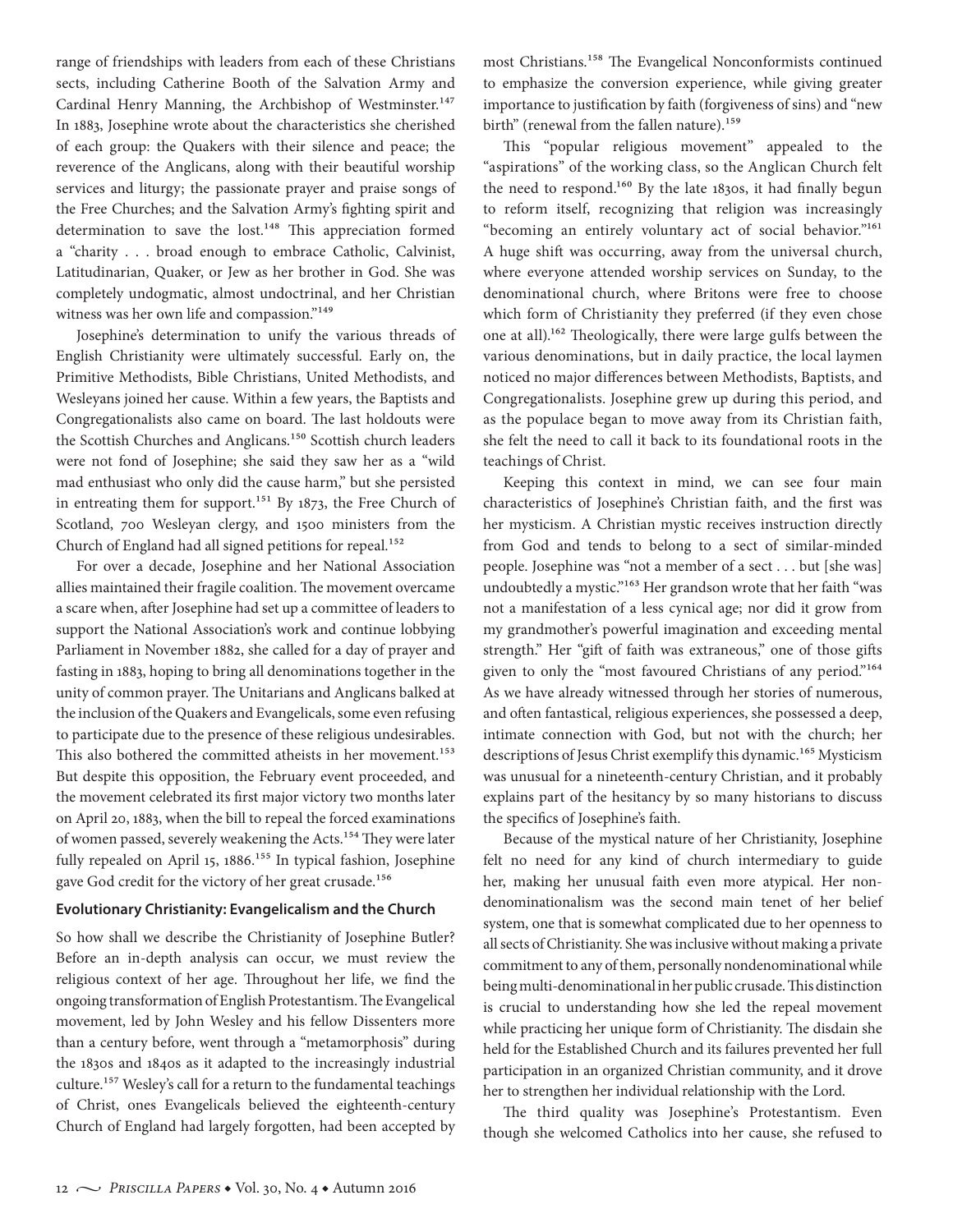range of friendships with leaders from each of these Christians sects, including Catherine Booth of the Salvation Army and Cardinal Henry Manning, the Archbishop of Westminster.[147] In 1883, Josephine wrote about the characteristics she cherished of each group: the Quakers with their silence and peace; the reverence of the Anglicans, along with their beautiful worship services and liturgy; the passionate prayer and praise songs of the Free Churches; and the Salvation Army's fighting spirit and determination to save the lost.[148] This appreciation formed a "charity . . . broad enough to embrace Catholic, Calvinist, Latitudinarian, Quaker, or Jew as her brother in God. She was completely undogmatic, almost undoctrinal, and her Christian witness was her own life and compassion."[149]

Josephine's determination to unify the various threads of English Christianity were ultimately successful. Early on, the Primitive Methodists, Bible Christians, United Methodists, and Wesleyans joined her cause. Within a few years, the Baptists and Congregationalists also came on board. The last holdouts were the Scottish Churches and Anglicans.[150] Scottish church leaders were not fond of Josephine; she said they saw her as a "wild mad enthusiast who only did the cause harm," but she persisted in entreating them for support.[151] By 1873, the Free Church of Scotland, 700 Wesleyan clergy, and 1500 ministers from the Church of England had all signed petitions for repeal.[152]

For over a decade, Josephine and her National Association allies maintained their fragile coalition. The movement overcame a scare when, after Josephine had set up a committee of leaders to support the National Association's work and continue lobbying Parliament in November 1882, she called for a day of prayer and fasting in 1883, hoping to bring all denominations together in the unity of common prayer. The Unitarians and Anglicans balked at the inclusion of the Quakers and Evangelicals, some even refusing to participate due to the presence of these religious undesirables. This also bothered the committed atheists in her movement.[153] But despite this opposition, the February event proceeded, and the movement celebrated its first major victory two months later on April 20, 1883, when the bill to repeal the forced examinations of women passed, severely weakening the Acts.[154] They were later fully repealed on April 15, 1886.[155] In typical fashion, Josephine gave God credit for the victory of her great crusade.[156]

### Evolutionary Christianity: Evangelicalism and the Church

So how shall we describe the Christianity of Josephine Butler? Before an in-depth analysis can occur, we must review the religious context of her age. Throughout her life, we find the ongoing transformation of English Protestantism. The Evangelical movement, led by John Wesley and his fellow Dissenters more than a century before, went through a "metamorphosis" during the 1830s and 1840s as it adapted to the increasingly industrial culture.[157] Wesley's call for a return to the fundamental teachings of Christ, ones Evangelicals believed the eighteenth-century Church of England had largely forgotten, had been accepted by most Christians.[158] The Evangelical Nonconformists continued to emphasize the conversion experience, while giving greater importance to justification by faith (forgiveness of sins) and "new birth" (renewal from the fallen nature).[159]

This "popular religious movement" appealed to the "aspirations" of the working class, so the Anglican Church felt the need to respond.[160] By the late 1830s, it had finally begun to reform itself, recognizing that religion was increasingly "becoming an entirely voluntary act of social behavior."[161] A huge shift was occurring, away from the universal church, where everyone attended worship services on Sunday, to the denominational church, where Britons were free to choose which form of Christianity they preferred (if they even chose one at all).[162] Theologically, there were large gulfs between the various denominations, but in daily practice, the local laymen noticed no major differences between Methodists, Baptists, and Congregationalists. Josephine grew up during this period, and as the populace began to move away from its Christian faith, she felt the need to call it back to its foundational roots in the teachings of Christ.

Keeping this context in mind, we can see four main characteristics of Josephine's Christian faith, and the first was her mysticism. A Christian mystic receives instruction directly from God and tends to belong to a sect of similar-minded people. Josephine was "not a member of a sect . . . but [she was] undoubtedly a mystic."[163] Her grandson wrote that her faith "was not a manifestation of a less cynical age; nor did it grow from my grandmother's powerful imagination and exceeding mental strength." Her "gift of faith was extraneous," one of those gifts given to only the "most favoured Christians of any period."[164] As we have already witnessed through her stories of numerous, and often fantastical, religious experiences, she possessed a deep, intimate connection with God, but not with the church; her descriptions of Jesus Christ exemplify this dynamic.[165] Mysticism was unusual for a nineteenth-century Christian, and it probably explains part of the hesitancy by so many historians to discuss the specifics of Josephine's faith.

Because of the mystical nature of her Christianity, Josephine felt no need for any kind of church intermediary to guide her, making her unusual faith even more atypical. Her non-denominationalism was the second main tenet of her belief system, one that is somewhat complicated due to her openness to all sects of Christianity. She was inclusive without making a private commitment to any of them, personally nondenominational while being multi-denominational in her public crusade. This distinction is crucial to understanding how she led the repeal movement while practicing her unique form of Christianity. The disdain she held for the Established Church and its failures prevented her full participation in an organized Christian community, and it drove her to strengthen her individual relationship with the Lord.

The third quality was Josephine's Protestantism. Even though she welcomed Catholics into her cause, she refused to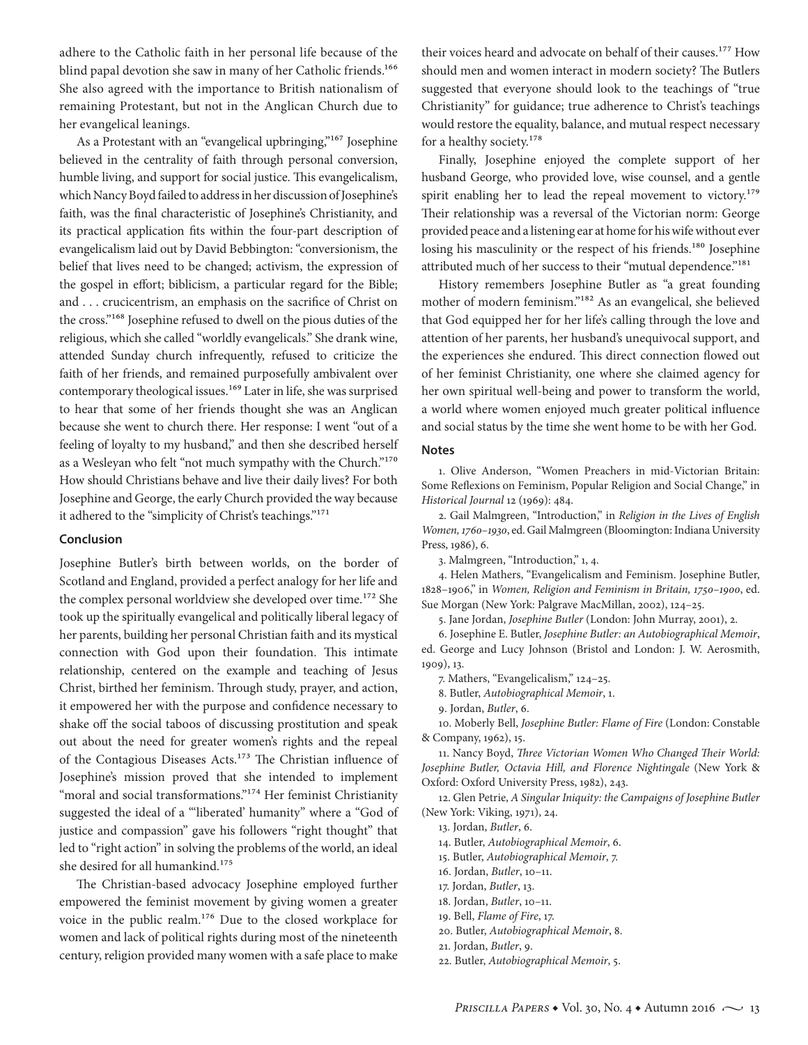adhere to the Catholic faith in her personal life because of the blind papal devotion she saw in many of her Catholic friends.[166] She also agreed with the importance to British nationalism of remaining Protestant, but not in the Anglican Church due to her evangelical leanings.

As a Protestant with an "evangelical upbringing,"[167] Josephine believed in the centrality of faith through personal conversion, humble living, and support for social justice. This evangelicalism, which Nancy Boyd failed to address in her discussion of Josephine's faith, was the final characteristic of Josephine's Christianity, and its practical application fits within the four-part description of evangelicalism laid out by David Bebbington: "conversionism, the belief that lives need to be changed; activism, the expression of the gospel in effort; biblicism, a particular regard for the Bible; and . . . crucicentrism, an emphasis on the sacrifice of Christ on the cross."[168] Josephine refused to dwell on the pious duties of the religious, which she called "worldly evangelicals." She drank wine, attended Sunday church infrequently, refused to criticize the faith of her friends, and remained purposefully ambivalent over contemporary theological issues.[169] Later in life, she was surprised to hear that some of her friends thought she was an Anglican because she went to church there. Her response: I went "out of a feeling of loyalty to my husband," and then she described herself as a Wesleyan who felt "not much sympathy with the Church."[170] How should Christians behave and live their daily lives? For both Josephine and George, the early Church provided the way because it adhered to the "simplicity of Christ's teachings."[171]

## Conclusion

Josephine Butler's birth between worlds, on the border of Scotland and England, provided a perfect analogy for her life and the complex personal worldview she developed over time.[172] She took up the spiritually evangelical and politically liberal legacy of her parents, building her personal Christian faith and its mystical connection with God upon their foundation. This intimate relationship, centered on the example and teaching of Jesus Christ, birthed her feminism. Through study, prayer, and action, it empowered her with the purpose and confidence necessary to shake off the social taboos of discussing prostitution and speak out about the need for greater women's rights and the repeal of the Contagious Diseases Acts.[173] The Christian influence of Josephine's mission proved that she intended to implement "moral and social transformations."[174] Her feminist Christianity suggested the ideal of a "'liberated' humanity" where a "God of justice and compassion" gave his followers "right thought" that led to "right action" in solving the problems of the world, an ideal she desired for all humankind.[175]

The Christian-based advocacy Josephine employed further empowered the feminist movement by giving women a greater voice in the public realm.[176] Due to the closed workplace for women and lack of political rights during most of the nineteenth century, religion provided many women with a safe place to make their voices heard and advocate on behalf of their causes.[177] How should men and women interact in modern society? The Butlers suggested that everyone should look to the teachings of "true Christianity" for guidance; true adherence to Christ's teachings would restore the equality, balance, and mutual respect necessary for a healthy society.[178]

Finally, Josephine enjoyed the complete support of her husband George, who provided love, wise counsel, and a gentle spirit enabling her to lead the repeal movement to victory.[179] Their relationship was a reversal of the Victorian norm: George provided peace and a listening ear at home for his wife without ever losing his masculinity or the respect of his friends.[180] Josephine attributed much of her success to their "mutual dependence."[181]

History remembers Josephine Butler as "a great founding mother of modern feminism."[182] As an evangelical, she believed that God equipped her for her life's calling through the love and attention of her parents, her husband's unequivocal support, and the experiences she endured. This direct connection flowed out of her feminist Christianity, one where she claimed agency for her own spiritual well-being and power to transform the world, a world where women enjoyed much greater political influence and social status by the time she went home to be with her God.

## Notes

1. Olive Anderson, "Women Preachers in mid-Victorian Britain: Some Reflexions on Feminism, Popular Religion and Social Change," in *Historical Journal* 12 (1969): 484.

2. Gail Malmgreen, "Introduction," in *Religion in the Lives of English Women, 1760–1930*, ed. Gail Malmgreen (Bloomington: Indiana University Press, 1986), 6.

3. Malmgreen, "Introduction," 1, 4.

4. Helen Mathers, "Evangelicalism and Feminism. Josephine Butler, 1828–1906," in *Women, Religion and Feminism in Britain, 1750–1900*, ed. Sue Morgan (New York: Palgrave MacMillan, 2002), 124–25.

5. Jane Jordan, *Josephine Butler* (London: John Murray, 2001), 2.

6. Josephine E. Butler, *Josephine Butler: an Autobiographical Memoir*, ed. George and Lucy Johnson (Bristol and London: J. W. Aerosmith, 1909), 13.

7. Mathers, "Evangelicalism," 124–25.

8. Butler, *Autobiographical Memoir*, 1.

9. Jordan, *Butler*, 6.

10. Moberly Bell, *Josephine Butler: Flame of Fire* (London: Constable & Company, 1962), 15.

11. Nancy Boyd, *Three Victorian Women Who Changed Their World: Josephine Butler, Octavia Hill, and Florence Nightingale* (New York & Oxford: Oxford University Press, 1982), 243.

12. Glen Petrie, *A Singular Iniquity: the Campaigns of Josephine Butler* (New York: Viking, 1971), 24.

13. Jordan, *Butler*, 6.

14. Butler, *Autobiographical Memoir*, 6.

15. Butler, *Autobiographical Memoir*, 7.

16. Jordan, *Butler*, 10–11.

17. Jordan, *Butler*, 13.

18. Jordan, *Butler*, 10–11.

19. Bell, *Flame of Fire*, 17.

20. Butler, *Autobiographical Memoir*, 8.

21. Jordan, *Butler*, 9.

22. Butler, *Autobiographical Memoir*, 5.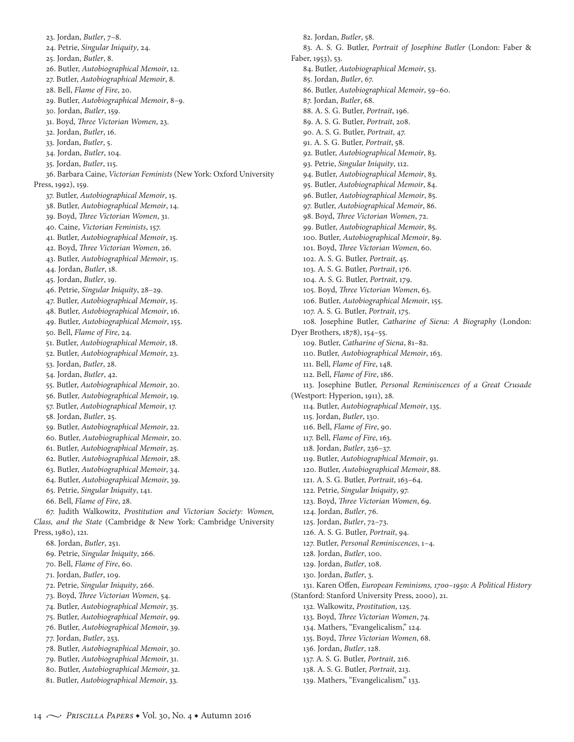23. Jordan, *Butler*, 7–8.
24. Petrie, *Singular Iniquity*, 24.
25. Jordan, *Butler*, 8.
26. Butler, *Autobiographical Memoir*, 12.
27. Butler, *Autobiographical Memoir*, 8.
28. Bell, *Flame of Fire*, 20.
29. Butler, *Autobiographical Memoir*, 8–9.
30. Jordan, *Butler*, 159.
31. Boyd, *Three Victorian Women*, 23.
32. Jordan, *Butler*, 16.
33. Jordan, *Butler*, 5.
34. Jordan, *Butler*, 104.
35. Jordan, *Butler*, 115.
36. Barbara Caine, *Victorian Feminists* (New York: Oxford University Press, 1992), 159.
37. Butler, *Autobiographical Memoir*, 15.
38. Butler, *Autobiographical Memoir*, 14.
39. Boyd, *Three Victorian Women*, 31.
40. Caine, *Victorian Feminists*, 157.
41. Butler, *Autobiographical Memoir*, 15.
42. Boyd, *Three Victorian Women*, 26.
43. Butler, *Autobiographical Memoir*, 15.
44. Jordan, *Butler*, 18.
45. Jordan, *Butler*, 19.
46. Petrie, *Singular Iniquity*, 28–29.
47. Butler, *Autobiographical Memoir*, 15.
48. Butler, *Autobiographical Memoir*, 16.
49. Butler, *Autobiographical Memoir*, 155.
50. Bell, *Flame of Fire*, 24.
51. Butler, *Autobiographical Memoir*, 18.
52. Butler, *Autobiographical Memoir*, 23.
53. Jordan, *Butler*, 28.
54. Jordan, *Butler*, 42.
55. Butler, *Autobiographical Memoir*, 20.
56. Butler, *Autobiographical Memoir*, 19.
57. Butler, *Autobiographical Memoir*, 17.
58. Jordan, *Butler*, 25.
59. Butler, *Autobiographical Memoir*, 22.
60. Butler, *Autobiographical Memoir*, 20.
61. Butler, *Autobiographical Memoir*, 25.
62. Butler, *Autobiographical Memoir*, 28.
63. Butler, *Autobiographical Memoir*, 34.
64. Butler, *Autobiographical Memoir*, 39.
65. Petrie, *Singular Iniquity*, 141.
66. Bell, *Flame of Fire*, 28.
67. Judith Walkowitz, *Prostitution and Victorian Society: Women, Class, and the State* (Cambridge & New York: Cambridge University Press, 1980), 121.
68. Jordan, *Butler*, 251.
69. Petrie, *Singular Iniquity*, 266.
70. Bell, *Flame of Fire*, 60.
71. Jordan, *Butler*, 109.
72. Petrie, *Singular Iniquity*, 266.
73. Boyd, *Three Victorian Women*, 54.
74. Butler, *Autobiographical Memoir*, 35.
75. Butler, *Autobiographical Memoir*, 99.
76. Butler, *Autobiographical Memoir*, 39.
77. Jordan, *Butler*, 253.
78. Butler, *Autobiographical Memoir*, 30.
79. Butler, *Autobiographical Memoir*, 31.
80. Butler, *Autobiographical Memoir*, 32.
81. Butler, *Autobiographical Memoir*, 33.
82. Jordan, *Butler*, 58.
83. A. S. G. Butler, *Portrait of Josephine Butler* (London: Faber & Faber, 1953), 53.
84. Butler, *Autobiographical Memoir*, 53.
85. Jordan, *Butler*, 67.
86. Butler, *Autobiographical Memoir*, 59–60.
87. Jordan, *Butler*, 68.
88. A. S. G. Butler, *Portrait*, 196.
89. A. S. G. Butler, *Portrait*, 208.
90. A. S. G. Butler, *Portrait*, 47.
91. A. S. G. Butler, *Portrait*, 58.
92. Butler, *Autobiographical Memoir*, 83.
93. Petrie, *Singular Iniquity*, 112.
94. Butler, *Autobiographical Memoir*, 83.
95. Butler, *Autobiographical Memoir*, 84.
96. Butler, *Autobiographical Memoir*, 85.
97. Butler, *Autobiographical Memoir*, 86.
98. Boyd, *Three Victorian Women*, 72.
99. Butler, *Autobiographical Memoir*, 85.
100. Butler, *Autobiographical Memoir*, 89.
101. Boyd, *Three Victorian Women*, 60.
102. A. S. G. Butler, *Portrait*, 45.
103. A. S. G. Butler, *Portrait*, 176.
104. A. S. G. Butler, *Portrait*, 179.
105. Boyd, *Three Victorian Women*, 63.
106. Butler, *Autobiographical Memoir*, 155.
107. A. S. G. Butler, *Portrait*, 175.
108. Josephine Butler, *Catharine of Siena: A Biography* (London: Dyer Brothers, 1878), 154–55.
109. Butler, *Catharine of Siena*, 81–82.
110. Butler, *Autobiographical Memoir*, 163.
111. Bell, *Flame of Fire*, 148.
112. Bell, *Flame of Fire*, 186.
113. Josephine Butler, *Personal Reminiscences of a Great Crusade* (Westport: Hyperion, 1911), 28.
114. Butler, *Autobiographical Memoir*, 135.
115. Jordan, *Butler*, 130.
116. Bell, *Flame of Fire*, 90.
117. Bell, *Flame of Fire*, 163.
118. Jordan, *Butler*, 236–37.
119. Butler, *Autobiographical Memoir*, 91.
120. Butler, *Autobiographical Memoir*, 88.
121. A. S. G. Butler, *Portrait*, 163–64.
122. Petrie, *Singular Iniquity*, 97.
123. Boyd, *Three Victorian Women*, 69.
124. Jordan, *Butler*, 76.
125. Jordan, *Butler*, 72–73.
126. A. S. G. Butler, *Portrait*, 94.
127. Butler, *Personal Reminiscences*, 1–4.
128. Jordan, *Butler*, 100.
129. Jordan, *Butler*, 108.
130. Jordan, *Butler*, 3.
131. Karen Offen, *European Feminisms, 1700–1950: A Political History* (Stanford: Stanford University Press, 2000), 21.
132. Walkowitz, *Prostitution*, 125.
133. Boyd, *Three Victorian Women*, 74.
134. Mathers, "Evangelicalism," 124.
135. Boyd, *Three Victorian Women*, 68.
136. Jordan, *Butler*, 128.
137. A. S. G. Butler, *Portrait*, 216.
138. A. S. G. Butler, *Portrait*, 213.
139. Mathers, "Evangelicalism," 133.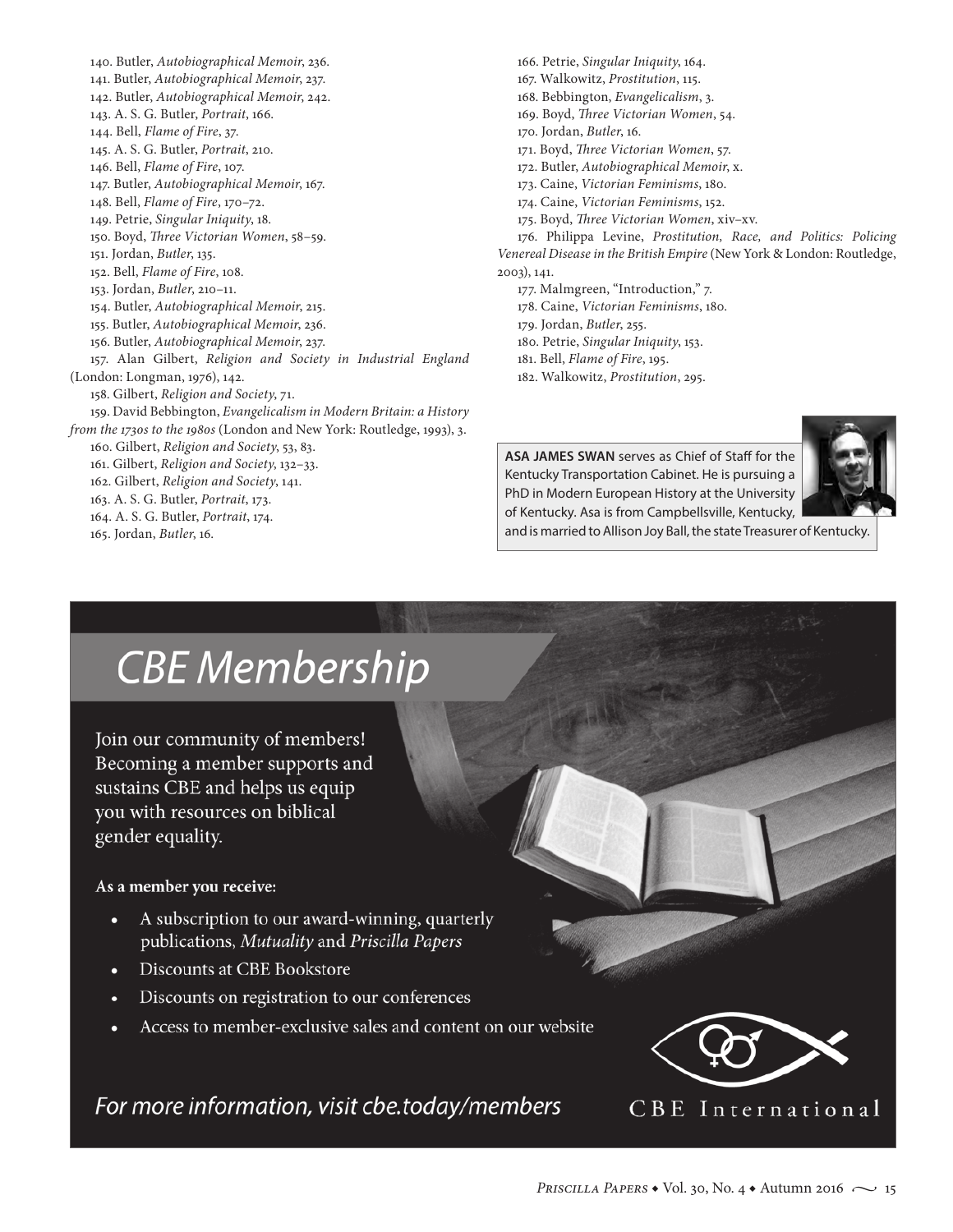140. Butler, *Autobiographical Memoir*, 236.
141. Butler, *Autobiographical Memoir*, 237.
142. Butler, *Autobiographical Memoir*, 242.
143. A. S. G. Butler, *Portrait*, 166.
144. Bell, *Flame of Fire*, 37.
145. A. S. G. Butler, *Portrait*, 210.
146. Bell, *Flame of Fire*, 107.
147. Butler, *Autobiographical Memoir*, 167.
148. Bell, *Flame of Fire*, 170–72.
149. Petrie, *Singular Iniquity*, 18.
150. Boyd, *Three Victorian Women*, 58–59.
151. Jordan, *Butler*, 135.
152. Bell, *Flame of Fire*, 108.
153. Jordan, *Butler*, 210–11.
154. Butler, *Autobiographical Memoir*, 215.
155. Butler, *Autobiographical Memoir*, 236.
156. Butler, *Autobiographical Memoir*, 237.
157. Alan Gilbert, *Religion and Society in Industrial England* (London: Longman, 1976), 142.
158. Gilbert, *Religion and Society*, 71.
159. David Bebbington, *Evangelicalism in Modern Britain: a History from the 1730s to the 1980s* (London and New York: Routledge, 1993), 3.
160. Gilbert, *Religion and Society*, 53, 83.
161. Gilbert, *Religion and Society*, 132–33.
162. Gilbert, *Religion and Society*, 141.
163. A. S. G. Butler, *Portrait*, 173.
164. A. S. G. Butler, *Portrait*, 174.
165. Jordan, *Butler*, 16.
166. Petrie, *Singular Iniquity*, 164.
167. Walkowitz, *Prostitution*, 115.
168. Bebbington, *Evangelicalism*, 3.
169. Boyd, *Three Victorian Women*, 54.
170. Jordan, *Butler*, 16.
171. Boyd, *Three Victorian Women*, 57.
172. Butler, *Autobiographical Memoir*, x.
173. Caine, *Victorian Feminisms*, 180.
174. Caine, *Victorian Feminisms*, 152.
175. Boyd, *Three Victorian Women*, xiv–xv.
176. Philippa Levine, *Prostitution, Race, and Politics: Policing Venereal Disease in the British Empire* (New York & London: Routledge, 2003), 141.
177. Malmgreen, "Introduction," 7.
178. Caine, *Victorian Feminisms*, 180.
179. Jordan, *Butler*, 255.
180. Petrie, *Singular Iniquity*, 153.
181. Bell, *Flame of Fire*, 195.
182. Walkowitz, *Prostitution*, 295.

**ASA JAMES SWAN** serves as Chief of Staff for the Kentucky Transportation Cabinet. He is pursuing a PhD in Modern European History at the University of Kentucky. Asa is from Campbellsville, Kentucky, and is married to Allison Joy Ball, the state Treasurer of Kentucky.

## CBE Membership

Join our community of members! Becoming a member supports and sustains CBE and helps us equip you with resources on biblical gender equality.

**As a member you receive:**

- A subscription to our award-winning, quarterly publications, *Mutuality* and *Priscilla Papers*
- Discounts at CBE Bookstore
- Discounts on registration to our conferences
- Access to member-exclusive sales and content on our website

*For more information, visit cbe.today/members*

CBE International